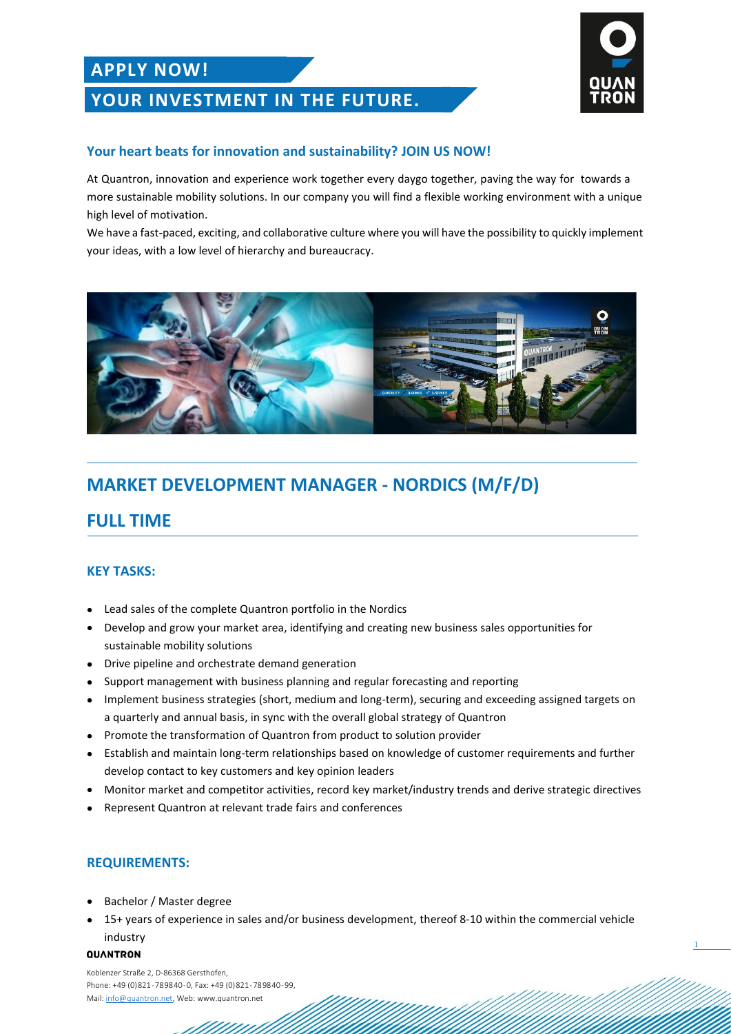# APPLY NOW!
# YOUR INVESTMENT IN THE FUTURE.

### Your heart beats for innovation and sustainability? JOIN US NOW!

At Quantron, innovation and experience work together every daygo together, paving the way for towards a more sustainable mobility solutions. In our company you will find a flexible working environment with a unique high level of motivation.
We have a fast-paced, exciting, and collaborative culture where you will have the possibility to quickly implement your ideas, with a low level of hierarchy and bureaucracy.

## MARKET DEVELOPMENT MANAGER - NORDICS (M/F/D)

## FULL TIME

### KEY TASKS:

- Lead sales of the complete Quantron portfolio in the Nordics
- Develop and grow your market area, identifying and creating new business sales opportunities for sustainable mobility solutions
- Drive pipeline and orchestrate demand generation
- Support management with business planning and regular forecasting and reporting
- Implement business strategies (short, medium and long-term), securing and exceeding assigned targets on a quarterly and annual basis, in sync with the overall global strategy of Quantron
- Promote the transformation of Quantron from product to solution provider
- Establish and maintain long-term relationships based on knowledge of customer requirements and further develop contact to key customers and key opinion leaders
- Monitor market and competitor activities, record key market/industry trends and derive strategic directives
- Represent Quantron at relevant trade fairs and conferences

### REQUIREMENTS:

- Bachelor / Master degree
- 15+ years of experience in sales and/or business development, thereof 8-10 within the commercial vehicle industry

**QUANTRON**

Koblenzer Straße 2, D-86368 Gersthofen,
Phone: +49 (0)821-789840-0, Fax: +49 (0)821-789840-99,
Mail: info@quantron.net, Web: www.quantron.net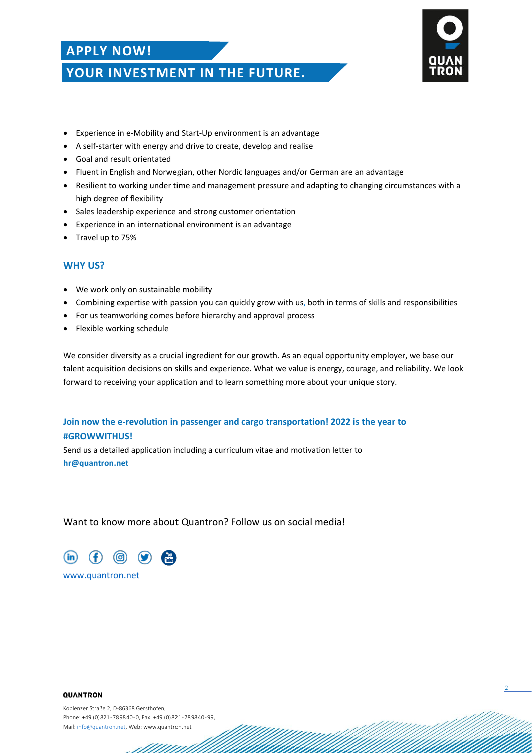# APPLY NOW!

## YOUR INVESTMENT IN THE FUTURE.

- Experience in e-Mobility and Start-Up environment is an advantage
- A self-starter with energy and drive to create, develop and realise
- Goal and result orientated
- Fluent in English and Norwegian, other Nordic languages and/or German are an advantage
- Resilient to working under time and management pressure and adapting to changing circumstances with a high degree of flexibility
- Sales leadership experience and strong customer orientation
- Experience in an international environment is an advantage
- Travel up to 75%

### WHY US?

- We work only on sustainable mobility
- Combining expertise with passion you can quickly grow with us, both in terms of skills and responsibilities
- For us teamworking comes before hierarchy and approval process
- Flexible working schedule

We consider diversity as a crucial ingredient for our growth. As an equal opportunity employer, we base our talent acquisition decisions on skills and experience. What we value is energy, courage, and reliability. We look forward to receiving your application and to learn something more about your unique story.

**Join now the e-revolution in passenger and cargo transportation! 2022 is the year to #GROWWITHUS!**

Send us a detailed application including a curriculum vitae and motivation letter to **hr@quantron.net**

Want to know more about Quantron? Follow us on social media!

www.quantron.net

**QUANTRON**

Koblenzer Straße 2, D-86368 Gersthofen,
Phone: +49 (0)821-789840-0, Fax: +49 (0)821-789840-99,
Mail: info@quantron.net, Web: www.quantron.net